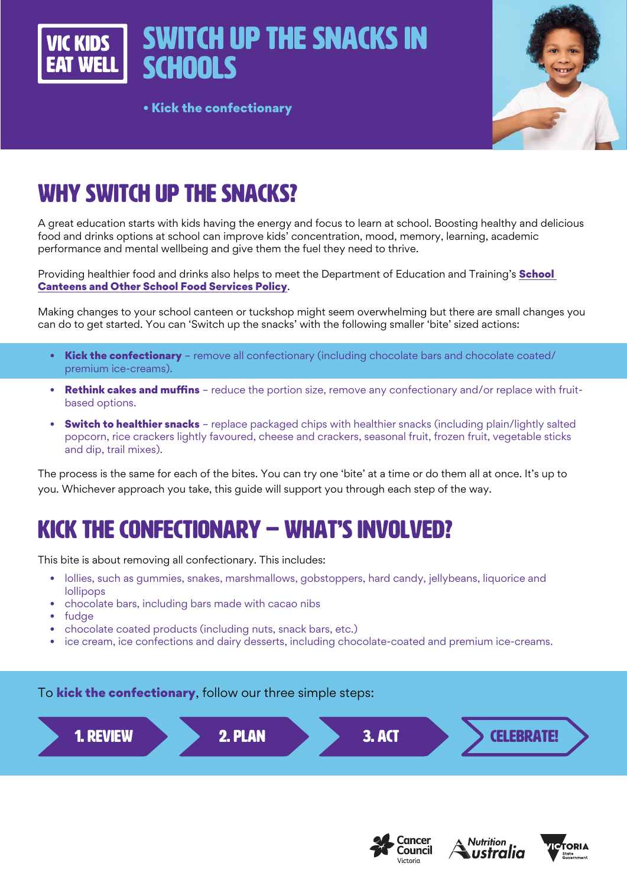VIC KIDS EAT WELL

# SWITCH UP THE SNACKS IN SCHOOLS

• **Kick the confectionary**

## WHY SWITCH UP THE SNACKS?

A great education starts with kids having the energy and focus to learn at school. Boosting healthy and delicious food and drinks options at school can improve kids' concentration, mood, memory, learning, academic performance and mental wellbeing and give them the fuel they need to thrive.

Providing healthier food and drinks also helps to meet the Department of Education and Training's **School Canteens and Other School Food Services Policy**.

Making changes to your school canteen or tuckshop might seem overwhelming but there are small changes you can do to get started. You can 'Switch up the snacks' with the following smaller 'bite' sized actions:

- **Kick the confectionary** – remove all confectionary (including chocolate bars and chocolate coated/ premium ice-creams).
- **Rethink cakes and muffins** – reduce the portion size, remove any confectionary and/or replace with fruit-based options.
- **Switch to healthier snacks** – replace packaged chips with healthier snacks (including plain/lightly salted popcorn, rice crackers lightly favoured, cheese and crackers, seasonal fruit, frozen fruit, vegetable sticks and dip, trail mixes).

The process is the same for each of the bites. You can try one 'bite' at a time or do them all at once. It's up to you. Whichever approach you take, this guide will support you through each step of the way.

## KICK THE CONFECTIONARY – WHAT'S INVOLVED?

This bite is about removing all confectionary. This includes:

- lollies, such as gummies, snakes, marshmallows, gobstoppers, hard candy, jellybeans, liquorice and lollipops
- chocolate bars, including bars made with cacao nibs
- fudge
- chocolate coated products (including nuts, snack bars, etc.)
- ice cream, ice confections and dairy desserts, including chocolate-coated and premium ice-creams.

To **kick the confectionary**, follow our three simple steps:

1. REVIEW → 2. PLAN → 3. ACT → CELEBRATE!

Cancer Council Victoria | Nutrition Australia | Victoria State Government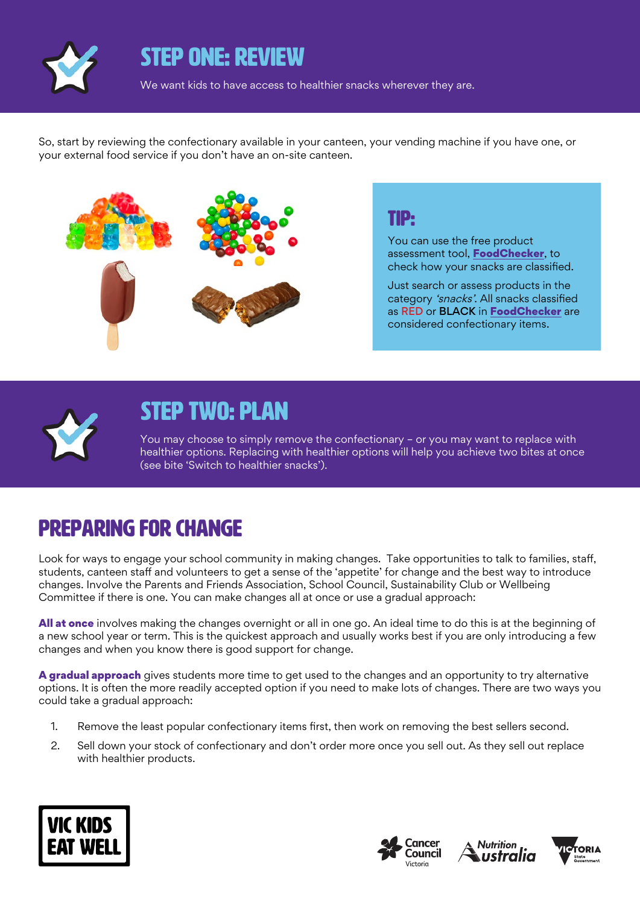# STEP ONE: REVIEW

We want kids to have access to healthier snacks wherever they are.

So, start by reviewing the confectionary available in your canteen, your vending machine if you have one, or your external food service if you don't have an on-site canteen.

## TIP:

You can use the free product assessment tool, **FoodChecker**, to check how your snacks are classified.

Just search or assess products in the category *'snacks'*. All snacks classified as RED or BLACK in **FoodChecker** are considered confectionary items.

# STEP TWO: PLAN

You may choose to simply remove the confectionary – or you may want to replace with healthier options. Replacing with healthier options will help you achieve two bites at once (see bite 'Switch to healthier snacks').

## PREPARING FOR CHANGE

Look for ways to engage your school community in making changes. Take opportunities to talk to families, staff, students, canteen staff and volunteers to get a sense of the 'appetite' for change and the best way to introduce changes. Involve the Parents and Friends Association, School Council, Sustainability Club or Wellbeing Committee if there is one. You can make changes all at once or use a gradual approach:

**All at once** involves making the changes overnight or all in one go. An ideal time to do this is at the beginning of a new school year or term. This is the quickest approach and usually works best if you are only introducing a few changes and when you know there is good support for change.

**A gradual approach** gives students more time to get used to the changes and an opportunity to try alternative options. It is often the more readily accepted option if you need to make lots of changes. There are two ways you could take a gradual approach:

1. Remove the least popular confectionary items first, then work on removing the best sellers second.
2. Sell down your stock of confectionary and don't order more once you sell out. As they sell out replace with healthier products.

VIC KIDS EAT WELL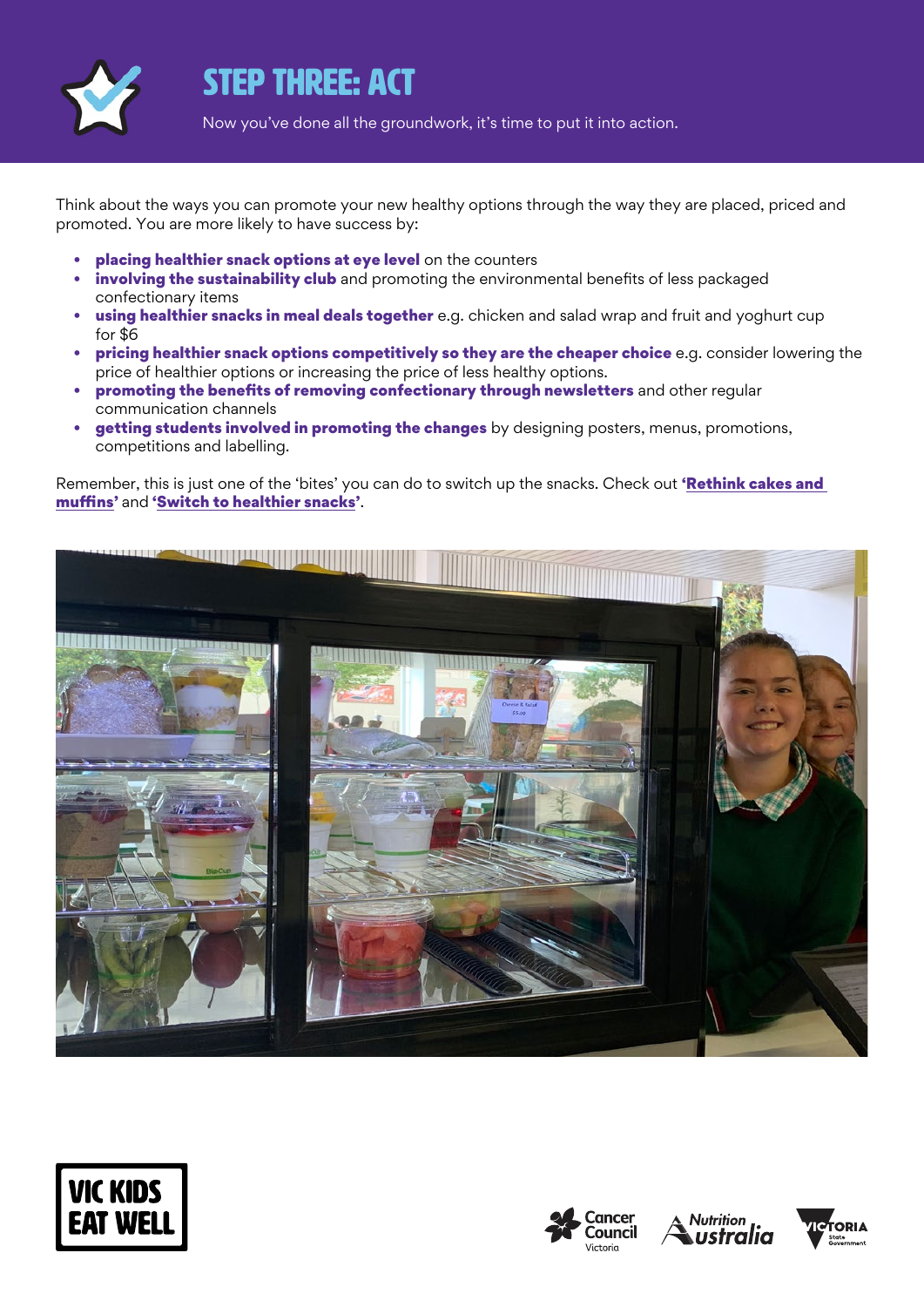# STEP THREE: ACT

Now you've done all the groundwork, it's time to put it into action.

Think about the ways you can promote your new healthy options through the way they are placed, priced and promoted. You are more likely to have success by:

- **placing healthier snack options at eye level** on the counters
- **involving the sustainability club** and promoting the environmental benefits of less packaged confectionary items
- **using healthier snacks in meal deals together** e.g. chicken and salad wrap and fruit and yoghurt cup for $6
- **pricing healthier snack options competitively so they are the cheaper choice** e.g. consider lowering the price of healthier options or increasing the price of less healthy options.
- **promoting the benefits of removing confectionary through newsletters** and other regular communication channels
- **getting students involved in promoting the changes** by designing posters, menus, promotions, competitions and labelling.

Remember, this is just one of the 'bites' you can do to switch up the snacks. Check out **'Rethink cakes and muffins'** and **'Switch to healthier snacks'**.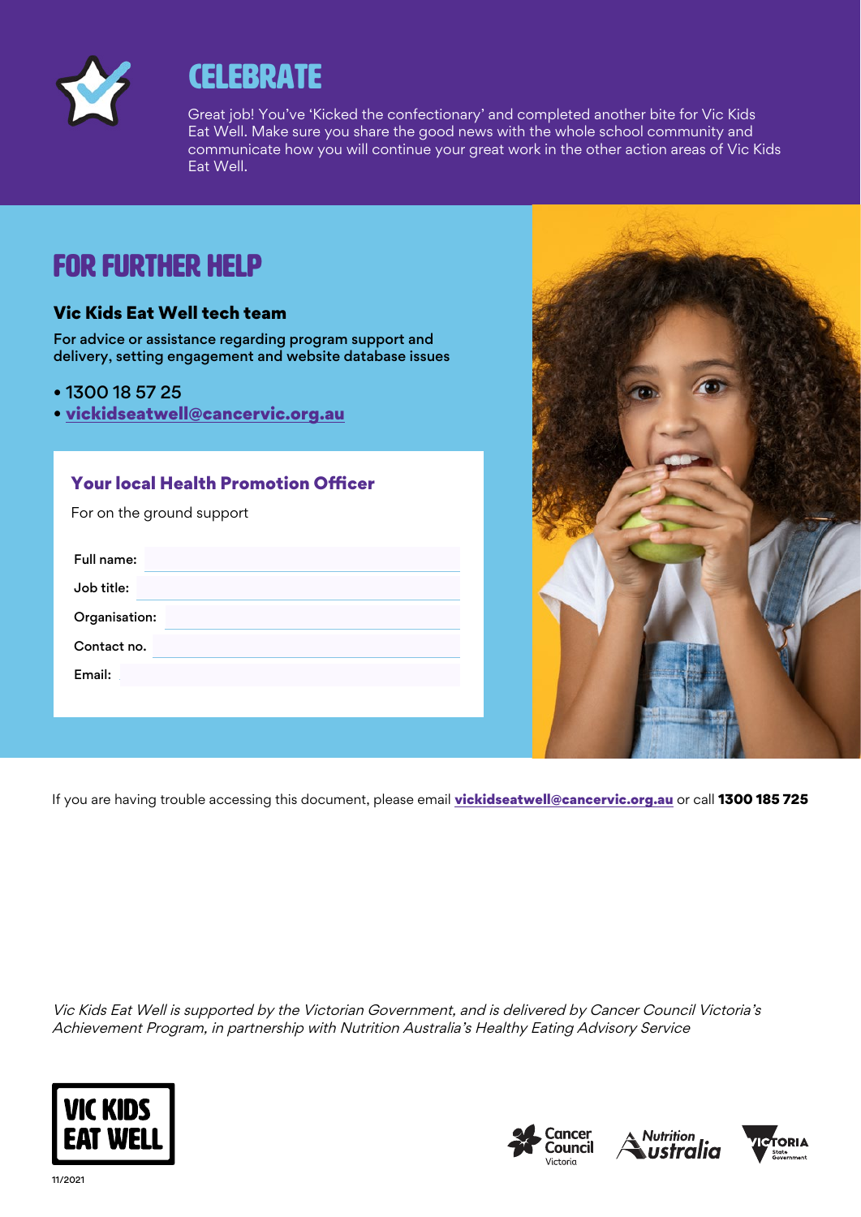## CELEBRATE

Great job! You've 'Kicked the confectionary' and completed another bite for Vic Kids Eat Well. Make sure you share the good news with the whole school community and communicate how you will continue your great work in the other action areas of Vic Kids Eat Well.

## FOR FURTHER HELP

### Vic Kids Eat Well tech team

For advice or assistance regarding program support and delivery, setting engagement and website database issues

- 1300 18 57 25
- **vickidseatwell@cancervic.org.au**

### Your local Health Promotion Officer

For on the ground support

Full name:

Job title:

Organisation:

Contact no.

Email:

If you are having trouble accessing this document, please email **vickidseatwell@cancervic.org.au** or call **1300 185 725**

*Vic Kids Eat Well is supported by the Victorian Government, and is delivered by Cancer Council Victoria's Achievement Program, in partnership with Nutrition Australia's Healthy Eating Advisory Service*

VIC KIDS EAT WELL

Cancer Council Victoria

Nutrition Australia

VICTORIA State Government

11/2021